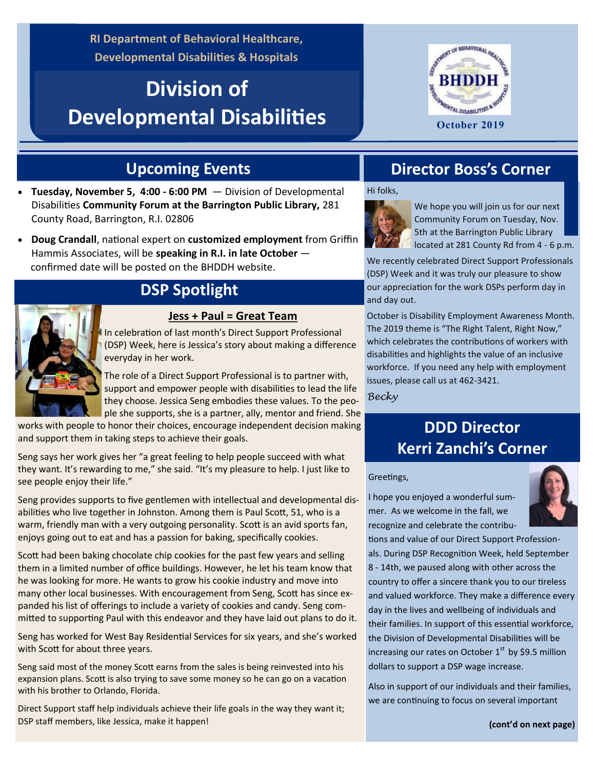RI Department of Behavioral Healthcare, Developmental Disabilities & Hospitals

# Division of Developmental Disabilities

October 2019

## Upcoming Events

- **Tuesday, November 5, 4:00 - 6:00 PM** — Division of Developmental Disabilities **Community Forum at the Barrington Public Library,** 281 County Road, Barrington, R.I. 02806
- **Doug Crandall**, national expert on **customized employment** from Griffin Hammis Associates, will be **speaking in R.I. in late October** — confirmed date will be posted on the BHDDH website.

## DSP Spotlight

### Jess + Paul = Great Team

In celebration of last month's Direct Support Professional (DSP) Week, here is Jessica's story about making a difference everyday in her work.

The role of a Direct Support Professional is to partner with, support and empower people with disabilities to lead the life they choose. Jessica Seng embodies these values. To the people she supports, she is a partner, ally, mentor and friend. She works with people to honor their choices, encourage independent decision making and support them in taking steps to achieve their goals.

Seng says her work gives her "a great feeling to help people succeed with what they want. It's rewarding to me," she said. "It's my pleasure to help. I just like to see people enjoy their life."

Seng provides supports to five gentlemen with intellectual and developmental disabilities who live together in Johnston. Among them is Paul Scott, 51, who is a warm, friendly man with a very outgoing personality. Scott is an avid sports fan, enjoys going out to eat and has a passion for baking, specifically cookies.

Scott had been baking chocolate chip cookies for the past few years and selling them in a limited number of office buildings. However, he let his team know that he was looking for more. He wants to grow his cookie industry and move into many other local businesses. With encouragement from Seng, Scott has since expanded his list of offerings to include a variety of cookies and candy. Seng committed to supporting Paul with this endeavor and they have laid out plans to do it.

Seng has worked for West Bay Residential Services for six years, and she's worked with Scott for about three years.

Seng said most of the money Scott earns from the sales is being reinvested into his expansion plans. Scott is also trying to save some money so he can go on a vacation with his brother to Orlando, Florida.

Direct Support staff help individuals achieve their life goals in the way they want it; DSP staff members, like Jessica, make it happen!

## Director Boss's Corner

Hi folks,

We hope you will join us for our next Community Forum on Tuesday, Nov. 5th at the Barrington Public Library located at 281 County Rd from 4 - 6 p.m.

We recently celebrated Direct Support Professionals (DSP) Week and it was truly our pleasure to show our appreciation for the work DSPs perform day in and day out.

October is Disability Employment Awareness Month. The 2019 theme is "The Right Talent, Right Now," which celebrates the contributions of workers with disabilities and highlights the value of an inclusive workforce. If you need any help with employment issues, please call us at 462-3421.

*Becky*

## DDD Director Kerri Zanchi's Corner

Greetings,

I hope you enjoyed a wonderful summer. As we welcome in the fall, we recognize and celebrate the contributions and value of our Direct Support Professionals. During DSP Recognition Week, held September 8 - 14th, we paused along with other across the country to offer a sincere thank you to our tireless and valued workforce. They make a difference every day in the lives and wellbeing of individuals and their families. In support of this essential workforce, the Division of Developmental Disabilities will be increasing our rates on October 1st by $9.5 million dollars to support a DSP wage increase.

Also in support of our individuals and their families, we are continuing to focus on several important

**(cont'd on next page)**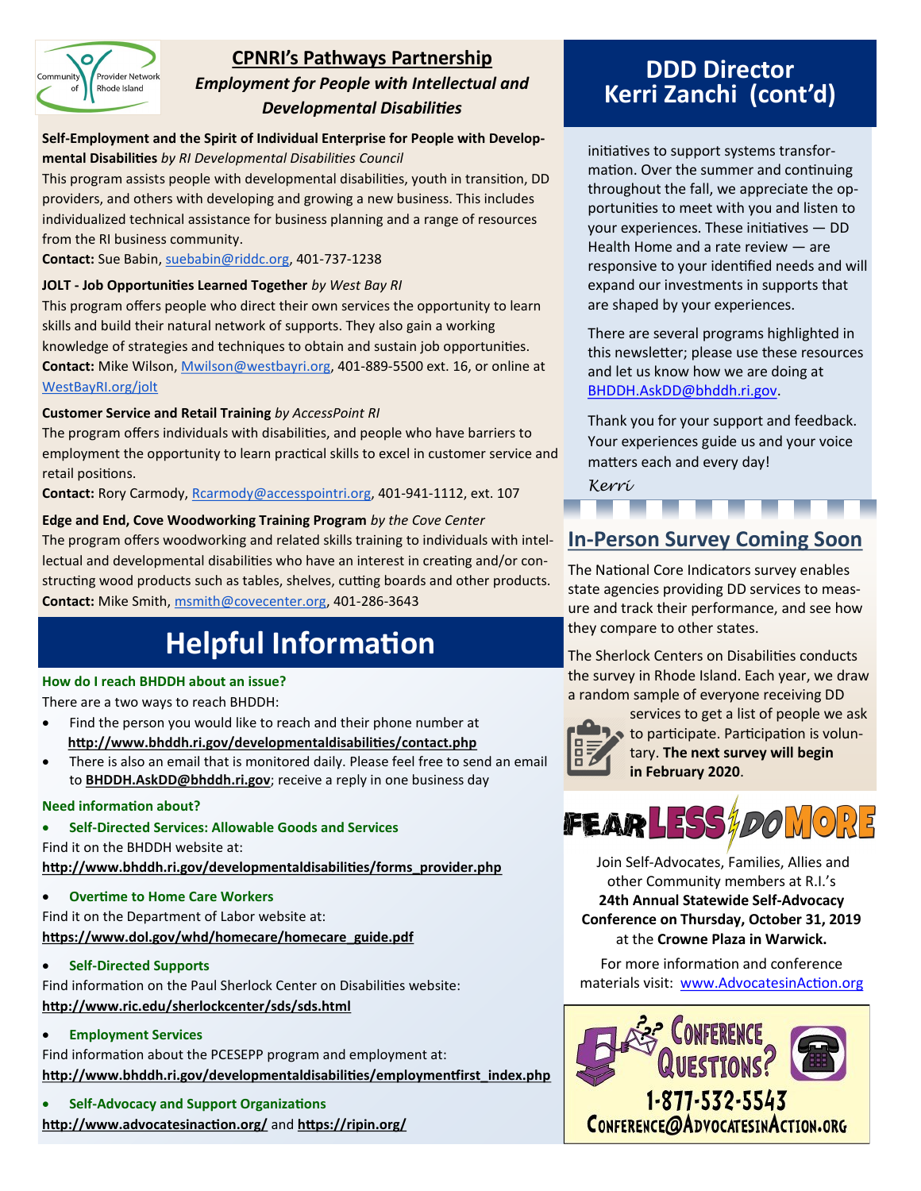## CPNRI's Pathways Partnership

### *Employment for People with Intellectual and Developmental Disabilities*

**Self-Employment and the Spirit of Individual Enterprise for People with Developmental Disabilities** *by RI Developmental Disabilities Council*

This program assists people with developmental disabilities, youth in transition, DD providers, and others with developing and growing a new business. This includes individualized technical assistance for business planning and a range of resources from the RI business community.

**Contact:** Sue Babin, suebabin@riddc.org, 401-737-1238

**JOLT - Job Opportunities Learned Together** *by West Bay RI*

This program offers people who direct their own services the opportunity to learn skills and build their natural network of supports. They also gain a working knowledge of strategies and techniques to obtain and sustain job opportunities.

**Contact:** Mike Wilson, Mwilson@westbayri.org, 401-889-5500 ext. 16, or online at WestBayRI.org/jolt

**Customer Service and Retail Training** *by AccessPoint RI*

The program offers individuals with disabilities, and people who have barriers to employment the opportunity to learn practical skills to excel in customer service and retail positions.

**Contact:** Rory Carmody, Rcarmody@accesspointri.org, 401-941-1112, ext. 107

**Edge and End, Cove Woodworking Training Program** *by the Cove Center*

The program offers woodworking and related skills training to individuals with intellectual and developmental disabilities who have an interest in creating and/or constructing wood products such as tables, shelves, cutting boards and other products.

**Contact:** Mike Smith, msmith@covecenter.org, 401-286-3643

# Helpful Information

**How do I reach BHDDH about an issue?**

There are a two ways to reach BHDDH:

- Find the person you would like to reach and their phone number at **http://www.bhddh.ri.gov/developmentaldisabilities/contact.php**
- There is also an email that is monitored daily. Please feel free to send an email to **BHDDH.AskDD@bhddh.ri.gov**; receive a reply in one business day

**Need information about?**

- **Self-Directed Services: Allowable Goods and Services**

Find it on the BHDDH website at:
**http://www.bhddh.ri.gov/developmentaldisabilities/forms_provider.php**

- **Overtime to Home Care Workers**

Find it on the Department of Labor website at:
**https://www.dol.gov/whd/homecare/homecare_guide.pdf**

- **Self-Directed Supports**

Find information on the Paul Sherlock Center on Disabilities website:
**http://www.ric.edu/sherlockcenter/sds/sds.html**

- **Employment Services**

Find information about the PCESEPP program and employment at:
**http://www.bhddh.ri.gov/developmentaldisabilities/employmentfirst_index.php**

- **Self-Advocacy and Support Organizations**

**http://www.advocatesinaction.org/** and **https://ripin.org/**

# DDD Director Kerri Zanchi (cont'd)

initiatives to support systems transformation. Over the summer and continuing throughout the fall, we appreciate the opportunities to meet with you and listen to your experiences. These initiatives — DD Health Home and a rate review — are responsive to your identified needs and will expand our investments in supports that are shaped by your experiences.

There are several programs highlighted in this newsletter; please use these resources and let us know how we are doing at BHDDH.AskDD@bhddh.ri.gov.

Thank you for your support and feedback. Your experiences guide us and your voice matters each and every day!

*Kerri*

## In-Person Survey Coming Soon

The National Core Indicators survey enables state agencies providing DD services to measure and track their performance, and see how they compare to other states.

The Sherlock Centers on Disabilities conducts the survey in Rhode Island. Each year, we draw a random sample of everyone receiving DD services to get a list of people we ask to participate. Participation is voluntary. **The next survey will begin in February 2020**.

## FEAR LESS DO MORE

Join Self-Advocates, Families, Allies and other Community members at R.I.'s **24th Annual Statewide Self-Advocacy Conference on Thursday, October 31, 2019** at the **Crowne Plaza in Warwick.**

For more information and conference materials visit: www.AdvocatesinAction.org

**Conference Questions?**

1-877-532-5543

Conference@AdvocatesinAction.org